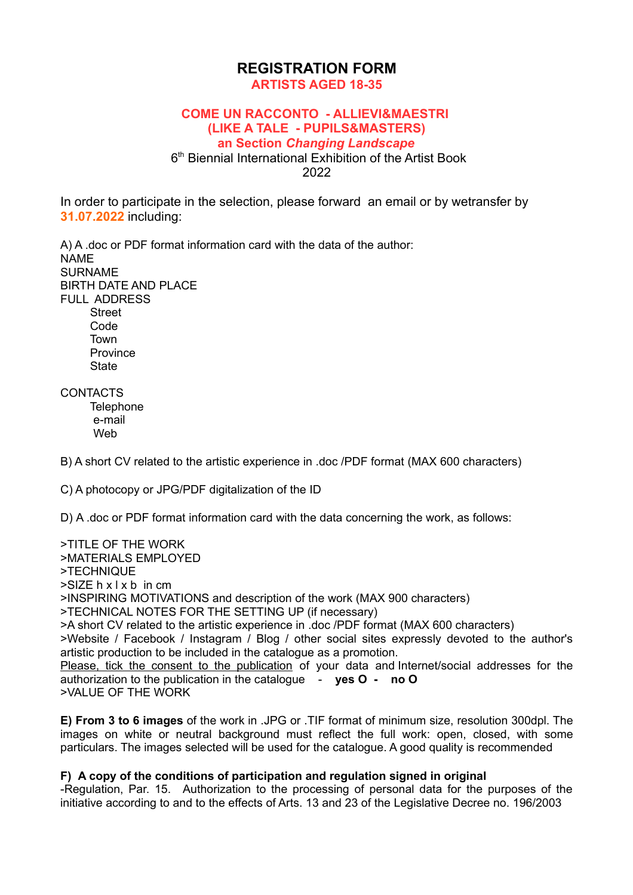# REGISTRATION FORM

## ARTISTS AGED 18-35

## COME UN RACCONTO - ALLIEVI&MAESTRI
## (LIKE A TALE - PUPILS&MASTERS)
## an Section *Changing Landscape*

6th Biennial International Exhibition of the Artist Book
2022

In order to participate in the selection, please forward an email or by wetransfer by **31.07.2022** including:

A) A .doc or PDF format information card with the data of the author:
NAME
SURNAME
BIRTH DATE AND PLACE
FULL ADDRESS
- Street
- Code
- Town
- Province
- State

CONTACTS
- Telephone
- e-mail
- Web

B) A short CV related to the artistic experience in .doc /PDF format (MAX 600 characters)

C) A photocopy or JPG/PDF digitalization of the ID

D) A .doc or PDF format information card with the data concerning the work, as follows:

>TITLE OF THE WORK
>MATERIALS EMPLOYED
>TECHNIQUE
>SIZE h x l x b in cm
>INSPIRING MOTIVATIONS and description of the work (MAX 900 characters)
>TECHNICAL NOTES FOR THE SETTING UP (if necessary)
>A short CV related to the artistic experience in .doc /PDF format (MAX 600 characters)
>Website / Facebook / Instagram / Blog / other social sites expressly devoted to the author's artistic production to be included in the catalogue as a promotion.
<u>Please, tick the consent to the publication</u> of your data and Internet/social addresses for the authorization to the publication in the catalogue - **yes O - no O**
>VALUE OF THE WORK

**E) From 3 to 6 images** of the work in .JPG or .TIF format of minimum size, resolution 300dpl. The images on white or neutral background must reflect the full work: open, closed, with some particulars. The images selected will be used for the catalogue. A good quality is recommended

**F) A copy of the conditions of participation and regulation signed in original**
-Regulation, Par. 15. Authorization to the processing of personal data for the purposes of the initiative according to and to the effects of Arts. 13 and 23 of the Legislative Decree no. 196/2003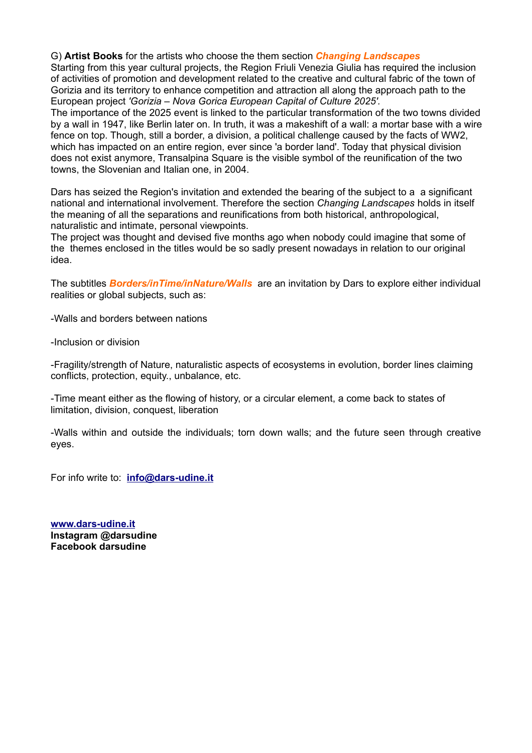G) **Artist Books** for the artists who choose the them section ***Changing Landscapes***
Starting from this year cultural projects, the Region Friuli Venezia Giulia has required the inclusion of activities of promotion and development related to the creative and cultural fabric of the town of Gorizia and its territory to enhance competition and attraction all along the approach path to the European project *'Gorizia – Nova Gorica European Capital of Culture 2025'.*
The importance of the 2025 event is linked to the particular transformation of the two towns divided by a wall in 1947, like Berlin later on. In truth, it was a makeshift of a wall: a mortar base with a wire fence on top. Though, still a border, a division, a political challenge caused by the facts of WW2, which has impacted on an entire region, ever since 'a border land'. Today that physical division does not exist anymore, Transalpina Square is the visible symbol of the reunification of the two towns, the Slovenian and Italian one, in 2004.

Dars has seized the Region's invitation and extended the bearing of the subject to a  a significant national and international involvement. Therefore the section *Changing Landscapes* holds in itself the meaning of all the separations and reunifications from both historical, anthropological, naturalistic and intimate, personal viewpoints.
The project was thought and devised five months ago when nobody could imagine that some of the  themes enclosed in the titles would be so sadly present nowadays in relation to our original idea.

The subtitles ***Borders/inTime/inNature/Walls*** are an invitation by Dars to explore either individual realities or global subjects, such as:

-Walls and borders between nations

-Inclusion or division

-Fragility/strength of Nature, naturalistic aspects of ecosystems in evolution, border lines claiming conflicts, protection, equity., unbalance, etc.

-Time meant either as the flowing of history, or a circular element, a come back to states of limitation, division, conquest, liberation

-Walls within and outside the individuals; torn down walls; and the future seen through creative eyes.

For info write to: **info@dars-udine.it**

**www.dars-udine.it**
**Instagram @darsudine**
**Facebook darsudine**